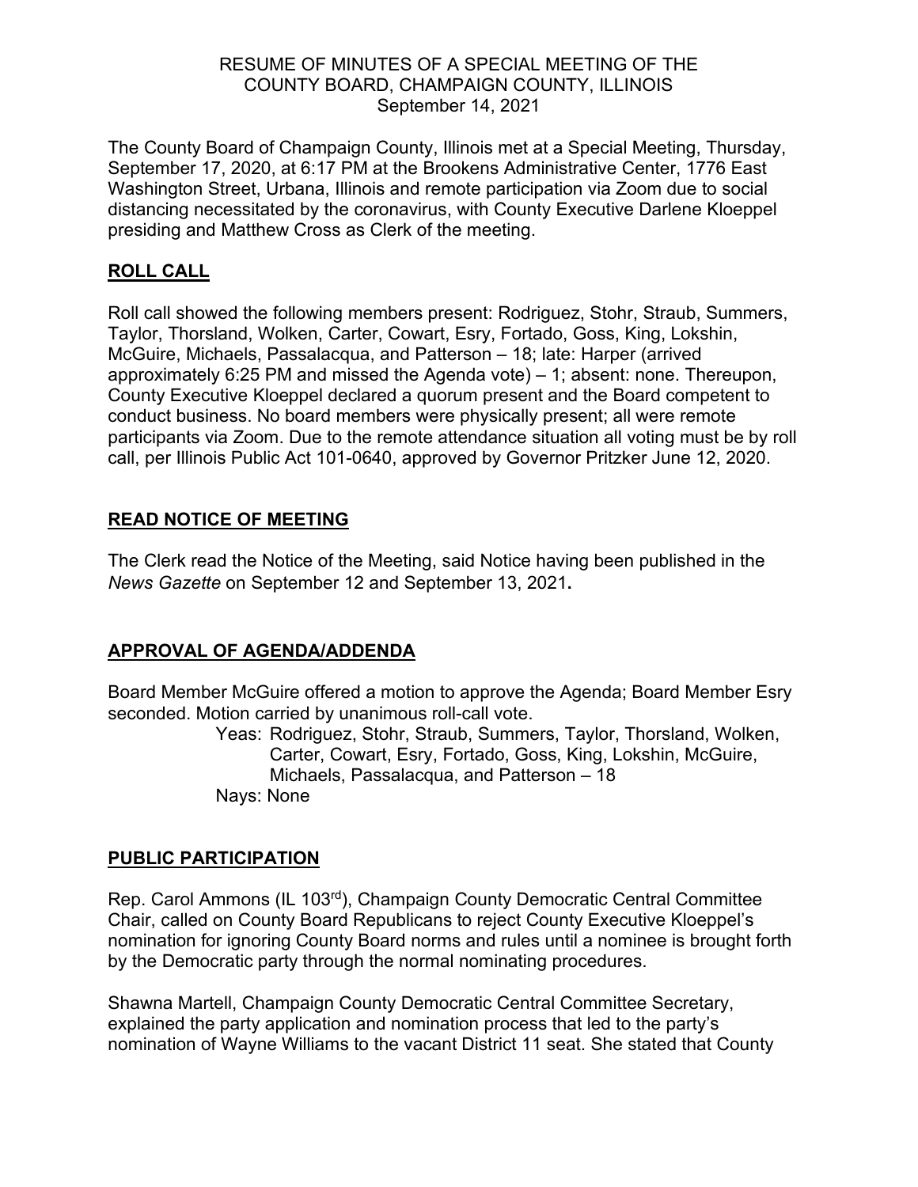RESUME OF MINUTES OF A SPECIAL MEETING OF THE COUNTY BOARD, CHAMPAIGN COUNTY, ILLINOIS
September 14, 2021

The County Board of Champaign County, Illinois met at a Special Meeting, Thursday, September 17, 2020, at 6:17 PM at the Brookens Administrative Center, 1776 East Washington Street, Urbana, Illinois and remote participation via Zoom due to social distancing necessitated by the coronavirus, with County Executive Darlene Kloeppel presiding and Matthew Cross as Clerk of the meeting.

## ROLL CALL

Roll call showed the following members present: Rodriguez, Stohr, Straub, Summers, Taylor, Thorsland, Wolken, Carter, Cowart, Esry, Fortado, Goss, King, Lokshin, McGuire, Michaels, Passalacqua, and Patterson – 18; late: Harper (arrived approximately 6:25 PM and missed the Agenda vote) – 1; absent: none. Thereupon, County Executive Kloeppel declared a quorum present and the Board competent to conduct business. No board members were physically present; all were remote participants via Zoom. Due to the remote attendance situation all voting must be by roll call, per Illinois Public Act 101-0640, approved by Governor Pritzker June 12, 2020.

## READ NOTICE OF MEETING

The Clerk read the Notice of the Meeting, said Notice having been published in the *News Gazette* on September 12 and September 13, 2021**.**

## APPROVAL OF AGENDA/ADDENDA

Board Member McGuire offered a motion to approve the Agenda; Board Member Esry seconded. Motion carried by unanimous roll-call vote.

Yeas: Rodriguez, Stohr, Straub, Summers, Taylor, Thorsland, Wolken, Carter, Cowart, Esry, Fortado, Goss, King, Lokshin, McGuire, Michaels, Passalacqua, and Patterson – 18
Nays: None

## PUBLIC PARTICIPATION

Rep. Carol Ammons (IL 103rd), Champaign County Democratic Central Committee Chair, called on County Board Republicans to reject County Executive Kloeppel's nomination for ignoring County Board norms and rules until a nominee is brought forth by the Democratic party through the normal nominating procedures.

Shawna Martell, Champaign County Democratic Central Committee Secretary, explained the party application and nomination process that led to the party's nomination of Wayne Williams to the vacant District 11 seat. She stated that County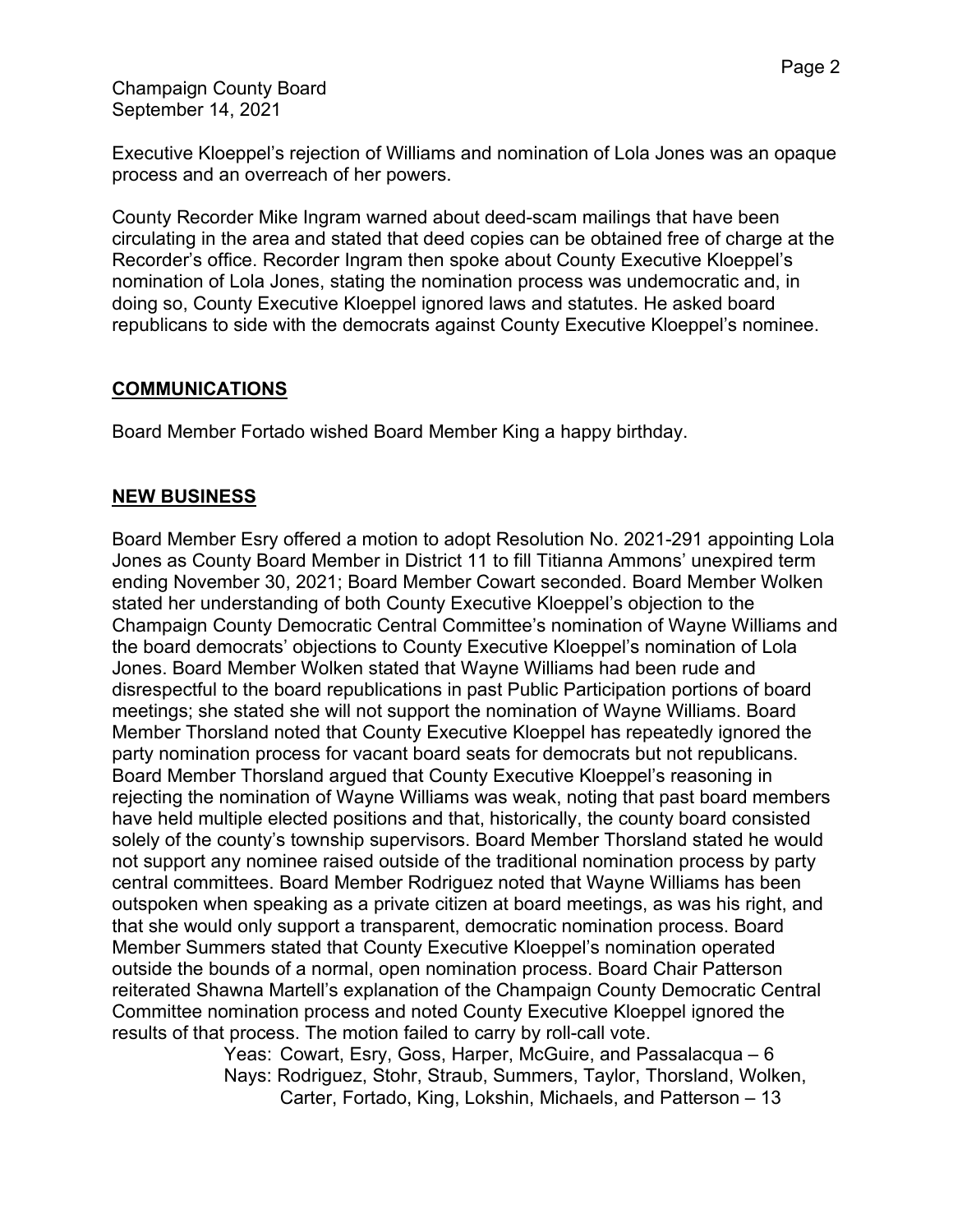Executive Kloeppel's rejection of Williams and nomination of Lola Jones was an opaque process and an overreach of her powers.

County Recorder Mike Ingram warned about deed-scam mailings that have been circulating in the area and stated that deed copies can be obtained free of charge at the Recorder's office. Recorder Ingram then spoke about County Executive Kloeppel's nomination of Lola Jones, stating the nomination process was undemocratic and, in doing so, County Executive Kloeppel ignored laws and statutes. He asked board republicans to side with the democrats against County Executive Kloeppel's nominee.

## COMMUNICATIONS

Board Member Fortado wished Board Member King a happy birthday.

## NEW BUSINESS

Board Member Esry offered a motion to adopt Resolution No. 2021-291 appointing Lola Jones as County Board Member in District 11 to fill Titianna Ammons' unexpired term ending November 30, 2021; Board Member Cowart seconded. Board Member Wolken stated her understanding of both County Executive Kloeppel's objection to the Champaign County Democratic Central Committee's nomination of Wayne Williams and the board democrats' objections to County Executive Kloeppel's nomination of Lola Jones. Board Member Wolken stated that Wayne Williams had been rude and disrespectful to the board republications in past Public Participation portions of board meetings; she stated she will not support the nomination of Wayne Williams. Board Member Thorsland noted that County Executive Kloeppel has repeatedly ignored the party nomination process for vacant board seats for democrats but not republicans. Board Member Thorsland argued that County Executive Kloeppel's reasoning in rejecting the nomination of Wayne Williams was weak, noting that past board members have held multiple elected positions and that, historically, the county board consisted solely of the county's township supervisors. Board Member Thorsland stated he would not support any nominee raised outside of the traditional nomination process by party central committees. Board Member Rodriguez noted that Wayne Williams has been outspoken when speaking as a private citizen at board meetings, as was his right, and that she would only support a transparent, democratic nomination process. Board Member Summers stated that County Executive Kloeppel's nomination operated outside the bounds of a normal, open nomination process. Board Chair Patterson reiterated Shawna Martell's explanation of the Champaign County Democratic Central Committee nomination process and noted County Executive Kloeppel ignored the results of that process. The motion failed to carry by roll-call vote.

Yeas: Cowart, Esry, Goss, Harper, McGuire, and Passalacqua – 6
Nays: Rodriguez, Stohr, Straub, Summers, Taylor, Thorsland, Wolken, Carter, Fortado, King, Lokshin, Michaels, and Patterson – 13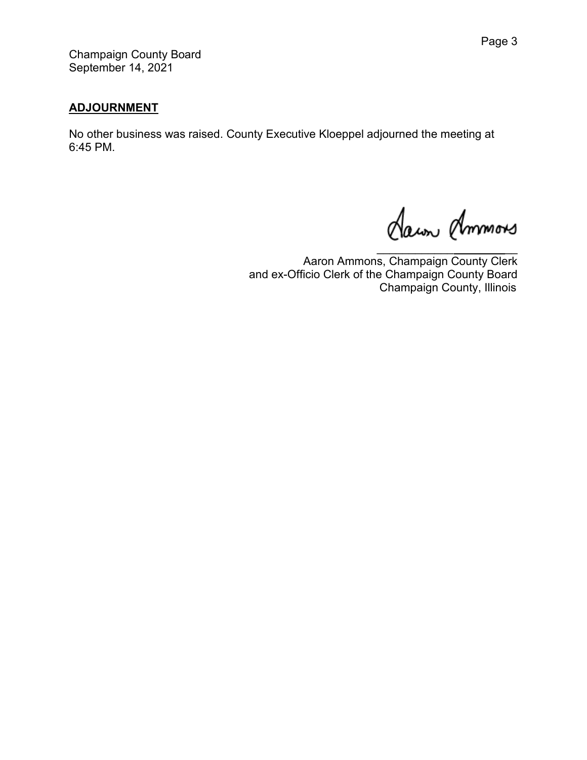## ADJOURNMENT

No other business was raised. County Executive Kloeppel adjourned the meeting at 6:45 PM.

Aaron Ammons

_________________________

Aaron Ammons, Champaign County Clerk
and ex-Officio Clerk of the Champaign County Board
Champaign County, Illinois